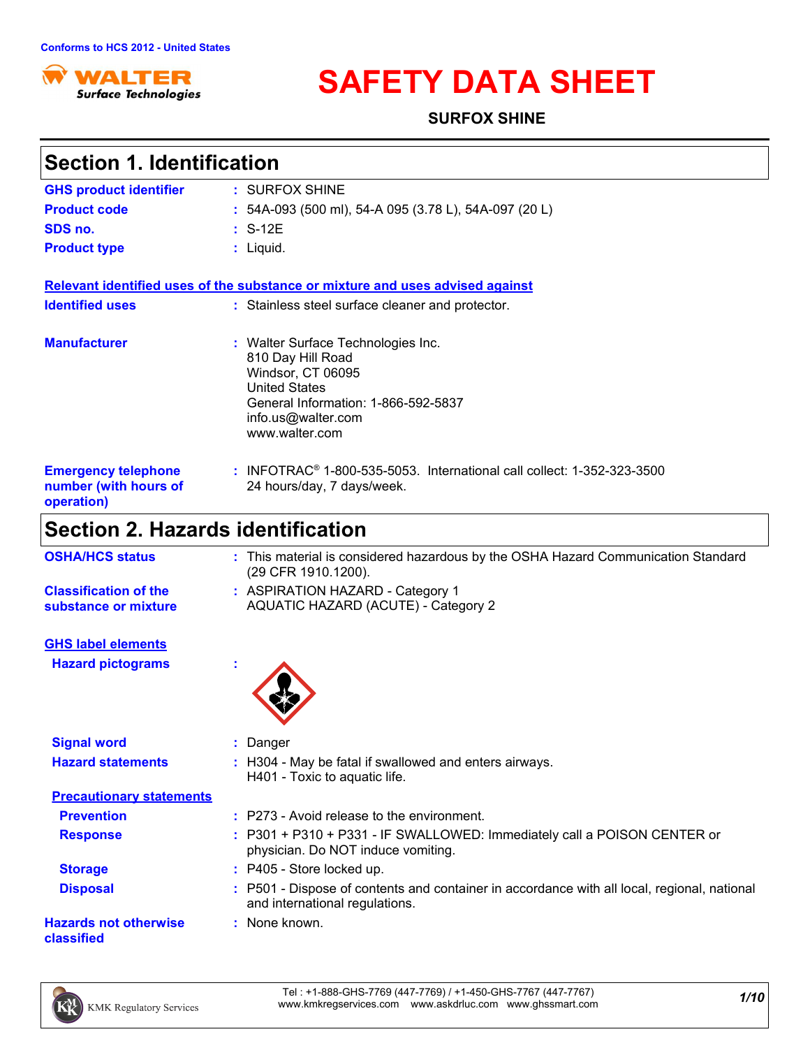Conforms to HCS 2012 - United States

# SAFETY DATA SHEET

**SURFOX SHINE**

## Section 1. Identification

| | |
|---|---|
| **GHS product identifier** | : SURFOX SHINE |
| **Product code** | : 54A-093 (500 ml), 54-A 095 (3.78 L), 54A-097 (20 L) |
| **SDS no.** | : S-12E |
| **Product type** | : Liquid. |

**Relevant identified uses of the substance or mixture and uses advised against**

| | |
|---|---|
| **Identified uses** | : Stainless steel surface cleaner and protector. |
| **Manufacturer** | : Walter Surface Technologies Inc.<br>810 Day Hill Road<br>Windsor, CT 06095<br>United States<br>General Information: 1-866-592-5837<br>info.us@walter.com<br>www.walter.com |
| **Emergency telephone number (with hours of operation)** | : INFOTRAC® 1-800-535-5053. International call collect: 1-352-323-3500<br>24 hours/day, 7 days/week. |

## Section 2. Hazards identification

| | |
|---|---|
| **OSHA/HCS status** | : This material is considered hazardous by the OSHA Hazard Communication Standard (29 CFR 1910.1200). |
| **Classification of the substance or mixture** | : ASPIRATION HAZARD - Category 1<br>AQUATIC HAZARD (ACUTE) - Category 2 |

**GHS label elements**

| | |
|---|---|
| **Hazard pictograms** | : |
| **Signal word** | : Danger |
| **Hazard statements** | : H304 - May be fatal if swallowed and enters airways.<br>H401 - Toxic to aquatic life. |

**Precautionary statements**

| | |
|---|---|
| **Prevention** | : P273 - Avoid release to the environment. |
| **Response** | : P301 + P310 + P331 - IF SWALLOWED: Immediately call a POISON CENTER or physician. Do NOT induce vomiting. |
| **Storage** | : P405 - Store locked up. |
| **Disposal** | : P501 - Dispose of contents and container in accordance with all local, regional, national and international regulations. |
| **Hazards not otherwise classified** | : None known. |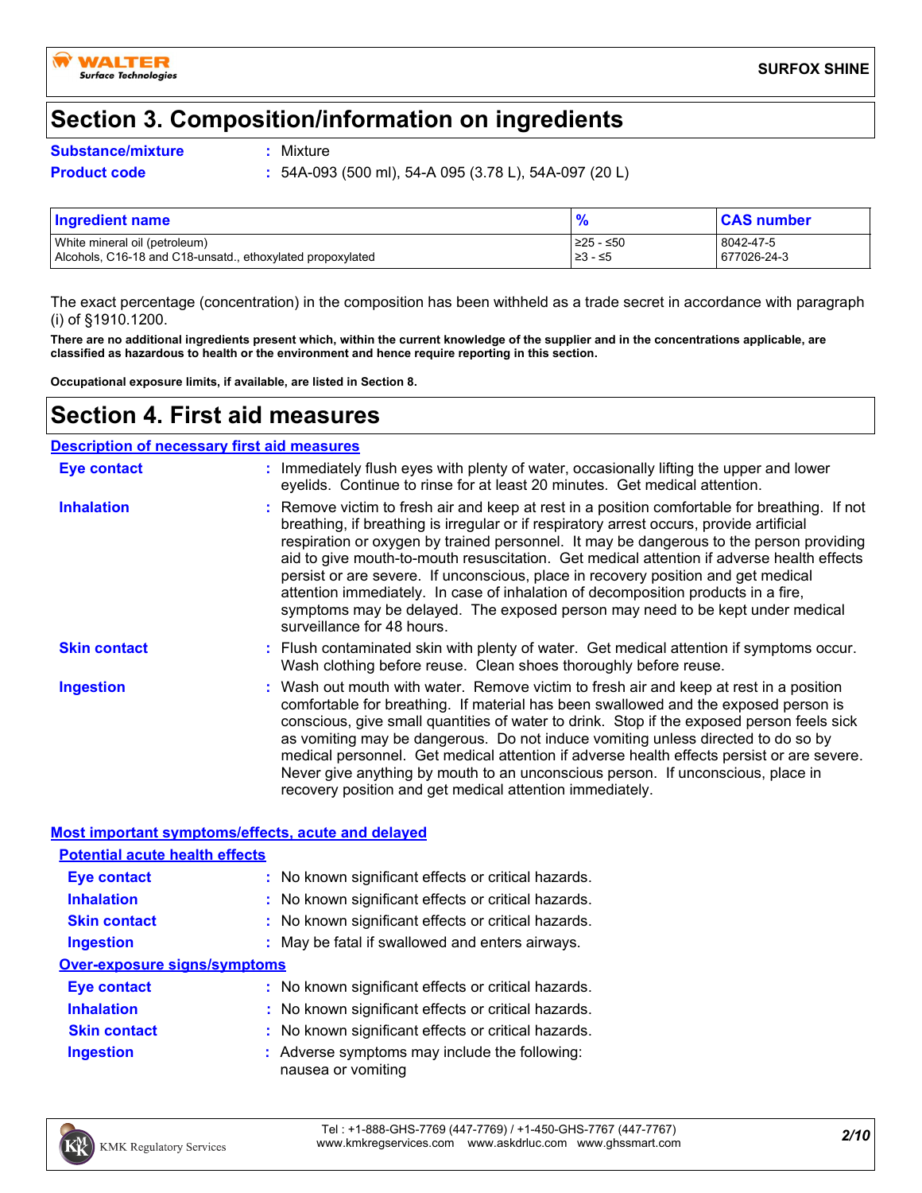# Section 3. Composition/information on ingredients

**Substance/mixture** : Mixture

**Product code** : 54A-093 (500 ml), 54-A 095 (3.78 L), 54A-097 (20 L)

| Ingredient name | % | CAS number |
|---|---|---|
| White mineral oil (petroleum) | ≥25 - ≤50 | 8042-47-5 |
| Alcohols, C16-18 and C18-unsatd., ethoxylated propoxylated | ≥3 - ≤5 | 677026-24-3 |

The exact percentage (concentration) in the composition has been withheld as a trade secret in accordance with paragraph (i) of §1910.1200.

**There are no additional ingredients present which, within the current knowledge of the supplier and in the concentrations applicable, are classified as hazardous to health or the environment and hence require reporting in this section.**

**Occupational exposure limits, if available, are listed in Section 8.**

# Section 4. First aid measures

## Description of necessary first aid measures

**Eye contact** : Immediately flush eyes with plenty of water, occasionally lifting the upper and lower eyelids. Continue to rinse for at least 20 minutes. Get medical attention.

**Inhalation** : Remove victim to fresh air and keep at rest in a position comfortable for breathing. If not breathing, if breathing is irregular or if respiratory arrest occurs, provide artificial respiration or oxygen by trained personnel. It may be dangerous to the person providing aid to give mouth-to-mouth resuscitation. Get medical attention if adverse health effects persist or are severe. If unconscious, place in recovery position and get medical attention immediately. In case of inhalation of decomposition products in a fire, symptoms may be delayed. The exposed person may need to be kept under medical surveillance for 48 hours.

**Skin contact** : Flush contaminated skin with plenty of water. Get medical attention if symptoms occur. Wash clothing before reuse. Clean shoes thoroughly before reuse.

**Ingestion** : Wash out mouth with water. Remove victim to fresh air and keep at rest in a position comfortable for breathing. If material has been swallowed and the exposed person is conscious, give small quantities of water to drink. Stop if the exposed person feels sick as vomiting may be dangerous. Do not induce vomiting unless directed to do so by medical personnel. Get medical attention if adverse health effects persist or are severe. Never give anything by mouth to an unconscious person. If unconscious, place in recovery position and get medical attention immediately.

## Most important symptoms/effects, acute and delayed

### Potential acute health effects

**Eye contact** : No known significant effects or critical hazards.

**Inhalation** : No known significant effects or critical hazards.

**Skin contact** : No known significant effects or critical hazards.

**Ingestion** : May be fatal if swallowed and enters airways.

### Over-exposure signs/symptoms

**Eye contact** : No known significant effects or critical hazards.

**Inhalation** : No known significant effects or critical hazards.

**Skin contact** : No known significant effects or critical hazards.

**Ingestion** : Adverse symptoms may include the following:
nausea or vomiting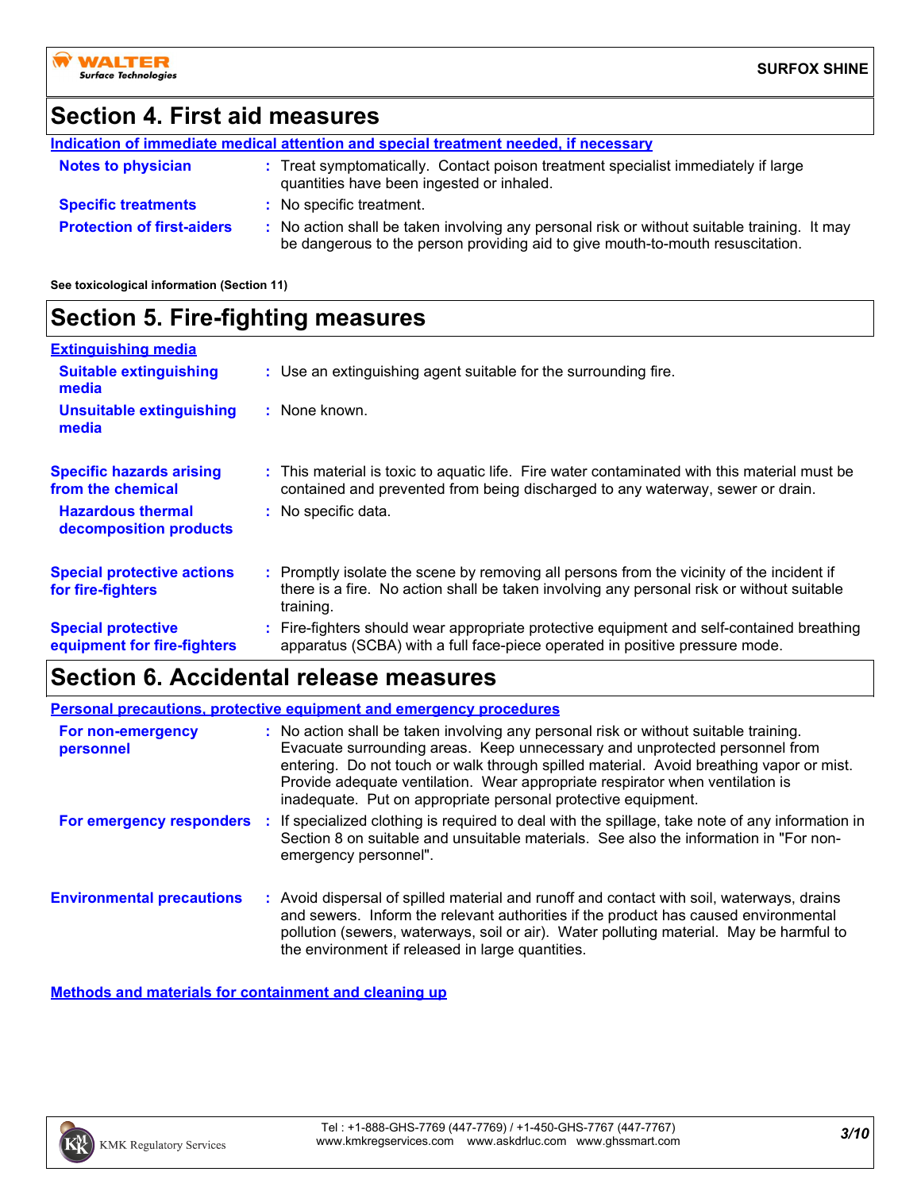## Section 4. First aid measures

**Indication of immediate medical attention and special treatment needed, if necessary**

**Notes to physician** : Treat symptomatically. Contact poison treatment specialist immediately if large quantities have been ingested or inhaled.

**Specific treatments** : No specific treatment.

**Protection of first-aiders** : No action shall be taken involving any personal risk or without suitable training. It may be dangerous to the person providing aid to give mouth-to-mouth resuscitation.

**See toxicological information (Section 11)**

## Section 5. Fire-fighting measures

**Extinguishing media**

**Suitable extinguishing media** : Use an extinguishing agent suitable for the surrounding fire.

**Unsuitable extinguishing media** : None known.

**Specific hazards arising from the chemical** : This material is toxic to aquatic life. Fire water contaminated with this material must be contained and prevented from being discharged to any waterway, sewer or drain.

**Hazardous thermal decomposition products** : No specific data.

**Special protective actions for fire-fighters** : Promptly isolate the scene by removing all persons from the vicinity of the incident if there is a fire. No action shall be taken involving any personal risk or without suitable training.

**Special protective equipment for fire-fighters** : Fire-fighters should wear appropriate protective equipment and self-contained breathing apparatus (SCBA) with a full face-piece operated in positive pressure mode.

## Section 6. Accidental release measures

**Personal precautions, protective equipment and emergency procedures**

**For non-emergency personnel** : No action shall be taken involving any personal risk or without suitable training. Evacuate surrounding areas. Keep unnecessary and unprotected personnel from entering. Do not touch or walk through spilled material. Avoid breathing vapor or mist. Provide adequate ventilation. Wear appropriate respirator when ventilation is inadequate. Put on appropriate personal protective equipment.

**For emergency responders** : If specialized clothing is required to deal with the spillage, take note of any information in Section 8 on suitable and unsuitable materials. See also the information in "For non-emergency personnel".

**Environmental precautions** : Avoid dispersal of spilled material and runoff and contact with soil, waterways, drains and sewers. Inform the relevant authorities if the product has caused environmental pollution (sewers, waterways, soil or air). Water polluting material. May be harmful to the environment if released in large quantities.

**Methods and materials for containment and cleaning up**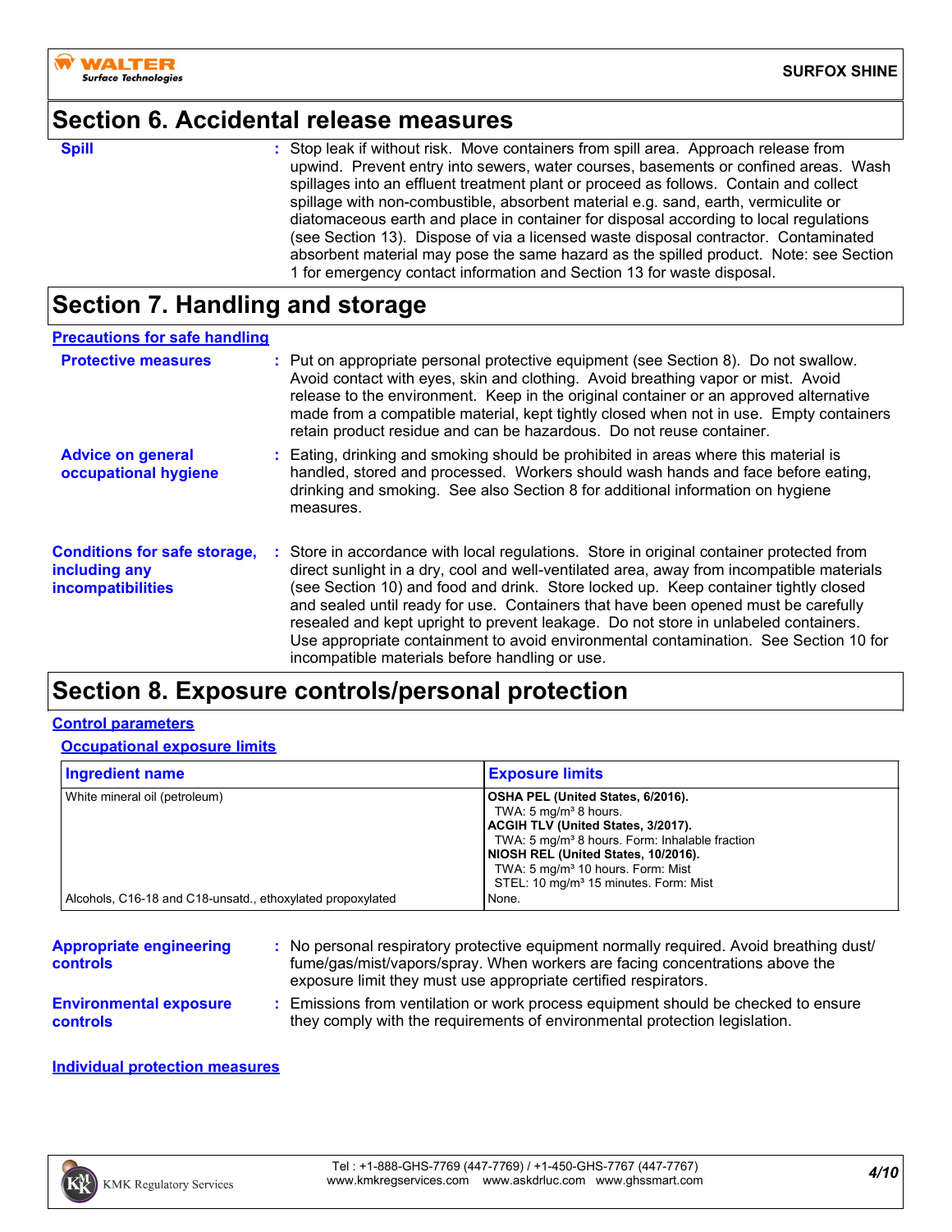## Section 6. Accidental release measures

**Spill** : Stop leak if without risk. Move containers from spill area. Approach release from upwind. Prevent entry into sewers, water courses, basements or confined areas. Wash spillages into an effluent treatment plant or proceed as follows. Contain and collect spillage with non-combustible, absorbent material e.g. sand, earth, vermiculite or diatomaceous earth and place in container for disposal according to local regulations (see Section 13). Dispose of via a licensed waste disposal contractor. Contaminated absorbent material may pose the same hazard as the spilled product. Note: see Section 1 for emergency contact information and Section 13 for waste disposal.

## Section 7. Handling and storage

### Precautions for safe handling

**Protective measures** : Put on appropriate personal protective equipment (see Section 8). Do not swallow. Avoid contact with eyes, skin and clothing. Avoid breathing vapor or mist. Avoid release to the environment. Keep in the original container or an approved alternative made from a compatible material, kept tightly closed when not in use. Empty containers retain product residue and can be hazardous. Do not reuse container.

**Advice on general occupational hygiene** : Eating, drinking and smoking should be prohibited in areas where this material is handled, stored and processed. Workers should wash hands and face before eating, drinking and smoking. See also Section 8 for additional information on hygiene measures.

**Conditions for safe storage, including any incompatibilities** : Store in accordance with local regulations. Store in original container protected from direct sunlight in a dry, cool and well-ventilated area, away from incompatible materials (see Section 10) and food and drink. Store locked up. Keep container tightly closed and sealed until ready for use. Containers that have been opened must be carefully resealed and kept upright to prevent leakage. Do not store in unlabeled containers. Use appropriate containment to avoid environmental contamination. See Section 10 for incompatible materials before handling or use.

## Section 8. Exposure controls/personal protection

### Control parameters

#### Occupational exposure limits

| Ingredient name | Exposure limits |
|---|---|
| White mineral oil (petroleum) | **OSHA PEL (United States, 6/2016).**<br>TWA: 5 mg/m³ 8 hours.<br>**ACGIH TLV (United States, 3/2017).**<br>TWA: 5 mg/m³ 8 hours. Form: Inhalable fraction<br>**NIOSH REL (United States, 10/2016).**<br>TWA: 5 mg/m³ 10 hours. Form: Mist<br>STEL: 10 mg/m³ 15 minutes. Form: Mist |
| Alcohols, C16-18 and C18-unsatd., ethoxylated propoxylated | None. |

**Appropriate engineering controls** : No personal respiratory protective equipment normally required. Avoid breathing dust/fume/gas/mist/vapors/spray. When workers are facing concentrations above the exposure limit they must use appropriate certified respirators.

**Environmental exposure controls** : Emissions from ventilation or work process equipment should be checked to ensure they comply with the requirements of environmental protection legislation.

### Individual protection measures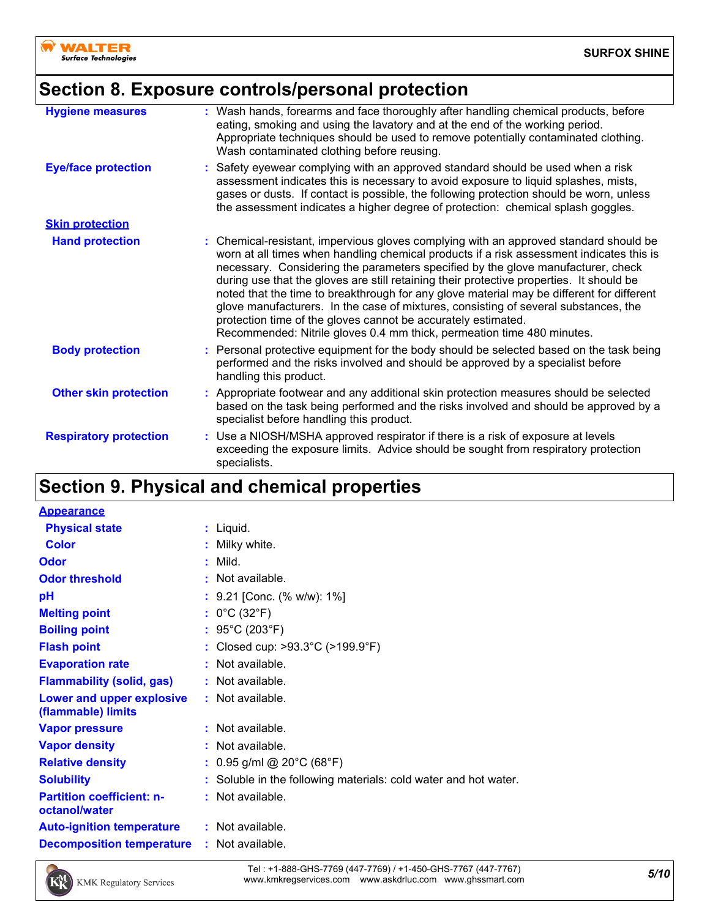## Section 8. Exposure controls/personal protection

**Hygiene measures** : Wash hands, forearms and face thoroughly after handling chemical products, before eating, smoking and using the lavatory and at the end of the working period. Appropriate techniques should be used to remove potentially contaminated clothing. Wash contaminated clothing before reusing.

**Eye/face protection** : Safety eyewear complying with an approved standard should be used when a risk assessment indicates this is necessary to avoid exposure to liquid splashes, mists, gases or dusts. If contact is possible, the following protection should be worn, unless the assessment indicates a higher degree of protection: chemical splash goggles.

**Skin protection**

**Hand protection** : Chemical-resistant, impervious gloves complying with an approved standard should be worn at all times when handling chemical products if a risk assessment indicates this is necessary. Considering the parameters specified by the glove manufacturer, check during use that the gloves are still retaining their protective properties. It should be noted that the time to breakthrough for any glove material may be different for different glove manufacturers. In the case of mixtures, consisting of several substances, the protection time of the gloves cannot be accurately estimated.
Recommended: Nitrile gloves 0.4 mm thick, permeation time 480 minutes.

**Body protection** : Personal protective equipment for the body should be selected based on the task being performed and the risks involved and should be approved by a specialist before handling this product.

**Other skin protection** : Appropriate footwear and any additional skin protection measures should be selected based on the task being performed and the risks involved and should be approved by a specialist before handling this product.

**Respiratory protection** : Use a NIOSH/MSHA approved respirator if there is a risk of exposure at levels exceeding the exposure limits. Advice should be sought from respiratory protection specialists.

## Section 9. Physical and chemical properties

**Appearance**

**Physical state** : Liquid.

**Color** : Milky white.

**Odor** : Mild.

**Odor threshold** : Not available.

**pH** : 9.21 [Conc. (% w/w): 1%]

**Melting point** : 0°C (32°F)

**Boiling point** : 95°C (203°F)

**Flash point** : Closed cup: >93.3°C (>199.9°F)

**Evaporation rate** : Not available.

**Flammability (solid, gas)** : Not available.

**Lower and upper explosive (flammable) limits** : Not available.

**Vapor pressure** : Not available.

**Vapor density** : Not available.

**Relative density** : 0.95 g/ml @ 20°C (68°F)

**Solubility** : Soluble in the following materials: cold water and hot water.

**Partition coefficient: n-octanol/water** : Not available.

**Auto-ignition temperature** : Not available.

**Decomposition temperature** : Not available.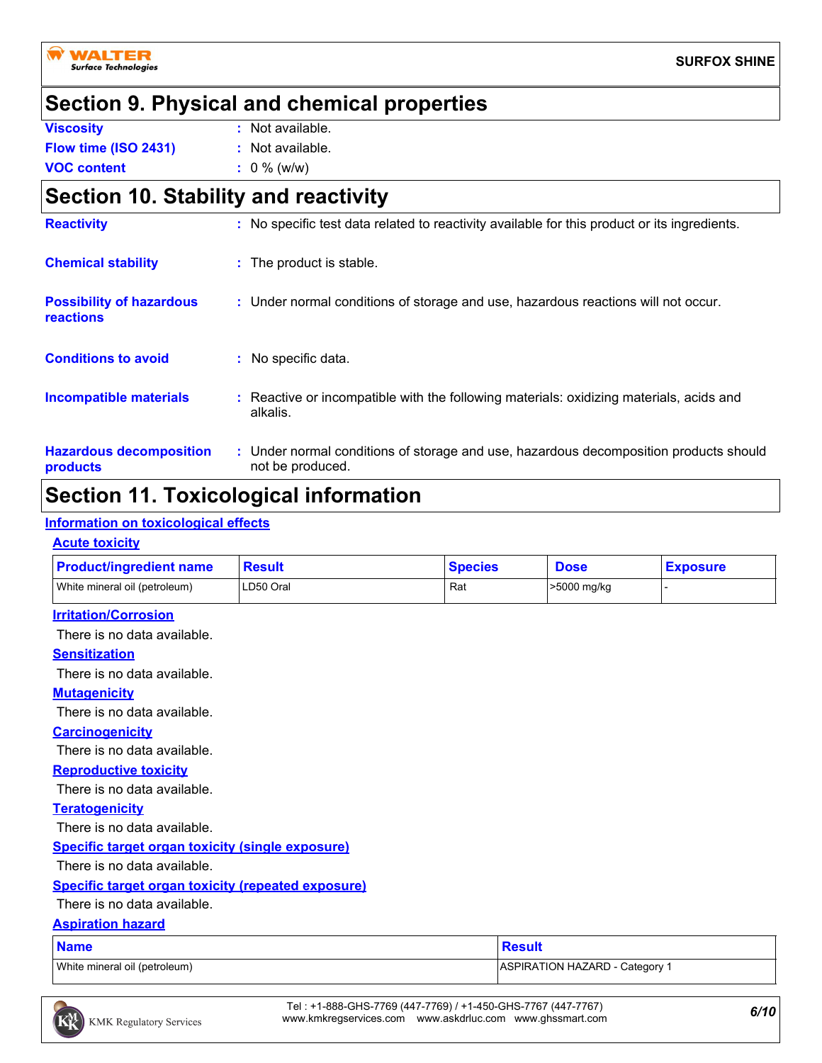## Section 9. Physical and chemical properties

**Viscosity** : Not available.

**Flow time (ISO 2431)** : Not available.

**VOC content** : 0 % (w/w)

## Section 10. Stability and reactivity

**Reactivity** : No specific test data related to reactivity available for this product or its ingredients.

**Chemical stability** : The product is stable.

**Possibility of hazardous reactions** : Under normal conditions of storage and use, hazardous reactions will not occur.

**Conditions to avoid** : No specific data.

**Incompatible materials** : Reactive or incompatible with the following materials: oxidizing materials, acids and alkalis.

**Hazardous decomposition products** : Under normal conditions of storage and use, hazardous decomposition products should not be produced.

## Section 11. Toxicological information

### Information on toxicological effects

#### Acute toxicity

| Product/ingredient name | Result | Species | Dose | Exposure |
|---|---|---|---|---|
| White mineral oil (petroleum) | LD50 Oral | Rat | >5000 mg/kg | - |

#### Irritation/Corrosion

There is no data available.

#### Sensitization

There is no data available.

#### Mutagenicity

There is no data available.

#### Carcinogenicity

There is no data available.

#### Reproductive toxicity

There is no data available.

#### Teratogenicity

There is no data available.

#### Specific target organ toxicity (single exposure)

There is no data available.

#### Specific target organ toxicity (repeated exposure)

There is no data available.

#### Aspiration hazard

| Name | Result |
|---|---|
| White mineral oil (petroleum) | ASPIRATION HAZARD - Category 1 |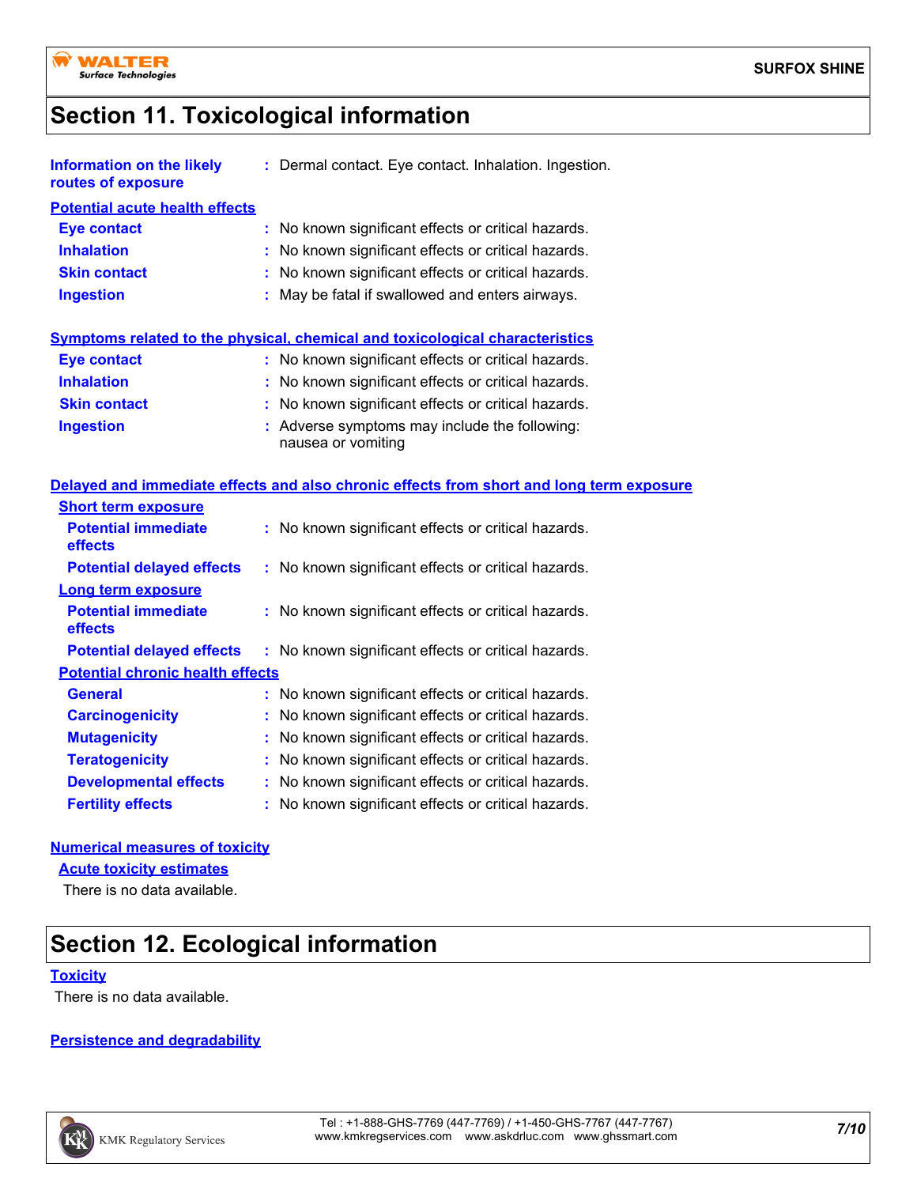## Section 11. Toxicological information

**Information on the likely routes of exposure** : Dermal contact. Eye contact. Inhalation. Ingestion.

### Potential acute health effects

| | |
|---|---|
| **Eye contact** | : No known significant effects or critical hazards. |
| **Inhalation** | : No known significant effects or critical hazards. |
| **Skin contact** | : No known significant effects or critical hazards. |
| **Ingestion** | : May be fatal if swallowed and enters airways. |

### Symptoms related to the physical, chemical and toxicological characteristics

| | |
|---|---|
| **Eye contact** | : No known significant effects or critical hazards. |
| **Inhalation** | : No known significant effects or critical hazards. |
| **Skin contact** | : No known significant effects or critical hazards. |
| **Ingestion** | : Adverse symptoms may include the following: nausea or vomiting |

### Delayed and immediate effects and also chronic effects from short and long term exposure

**Short term exposure**

| | |
|---|---|
| **Potential immediate effects** | : No known significant effects or critical hazards. |
| **Potential delayed effects** | : No known significant effects or critical hazards. |

**Long term exposure**

| | |
|---|---|
| **Potential immediate effects** | : No known significant effects or critical hazards. |
| **Potential delayed effects** | : No known significant effects or critical hazards. |

**Potential chronic health effects**

| | |
|---|---|
| **General** | : No known significant effects or critical hazards. |
| **Carcinogenicity** | : No known significant effects or critical hazards. |
| **Mutagenicity** | : No known significant effects or critical hazards. |
| **Teratogenicity** | : No known significant effects or critical hazards. |
| **Developmental effects** | : No known significant effects or critical hazards. |
| **Fertility effects** | : No known significant effects or critical hazards. |

### Numerical measures of toxicity

**Acute toxicity estimates**

There is no data available.

## Section 12. Ecological information

### Toxicity

There is no data available.

### Persistence and degradability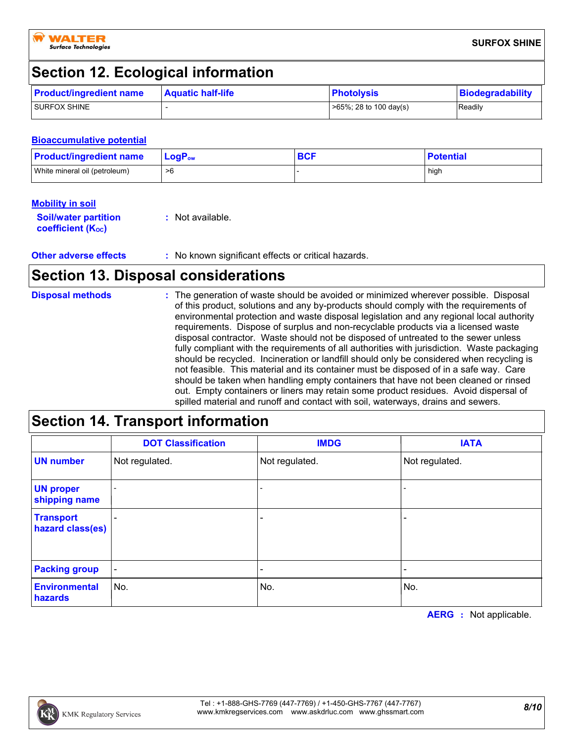## Section 12. Ecological information

| Product/ingredient name | Aquatic half-life | Photolysis | Biodegradability |
|---|---|---|---|
| SURFOX SHINE | - | >65%; 28 to 100 day(s) | Readily |

### Bioaccumulative potential

| Product/ingredient name | $LogP_{ow}$ | BCF | Potential |
|---|---|---|---|
| White mineral oil (petroleum) | >6 | - | high |

### Mobility in soil

**Soil/water partition coefficient ($K_{OC}$)** : Not available.

**Other adverse effects** : No known significant effects or critical hazards.

## Section 13. Disposal considerations

**Disposal methods** : The generation of waste should be avoided or minimized wherever possible. Disposal of this product, solutions and any by-products should comply with the requirements of environmental protection and waste disposal legislation and any regional local authority requirements. Dispose of surplus and non-recyclable products via a licensed waste disposal contractor. Waste should not be disposed of untreated to the sewer unless fully compliant with the requirements of all authorities with jurisdiction. Waste packaging should be recycled. Incineration or landfill should only be considered when recycling is not feasible. This material and its container must be disposed of in a safe way. Care should be taken when handling empty containers that have not been cleaned or rinsed out. Empty containers or liners may retain some product residues. Avoid dispersal of spilled material and runoff and contact with soil, waterways, drains and sewers.

## Section 14. Transport information

| | DOT Classification | IMDG | IATA |
|---|---|---|---|
| UN number | Not regulated. | Not regulated. | Not regulated. |
| UN proper shipping name | - | - | - |
| Transport hazard class(es) | - | - | - |
| Packing group | - | - | - |
| Environmental hazards | No. | No. | No. |

**AERG** : Not applicable.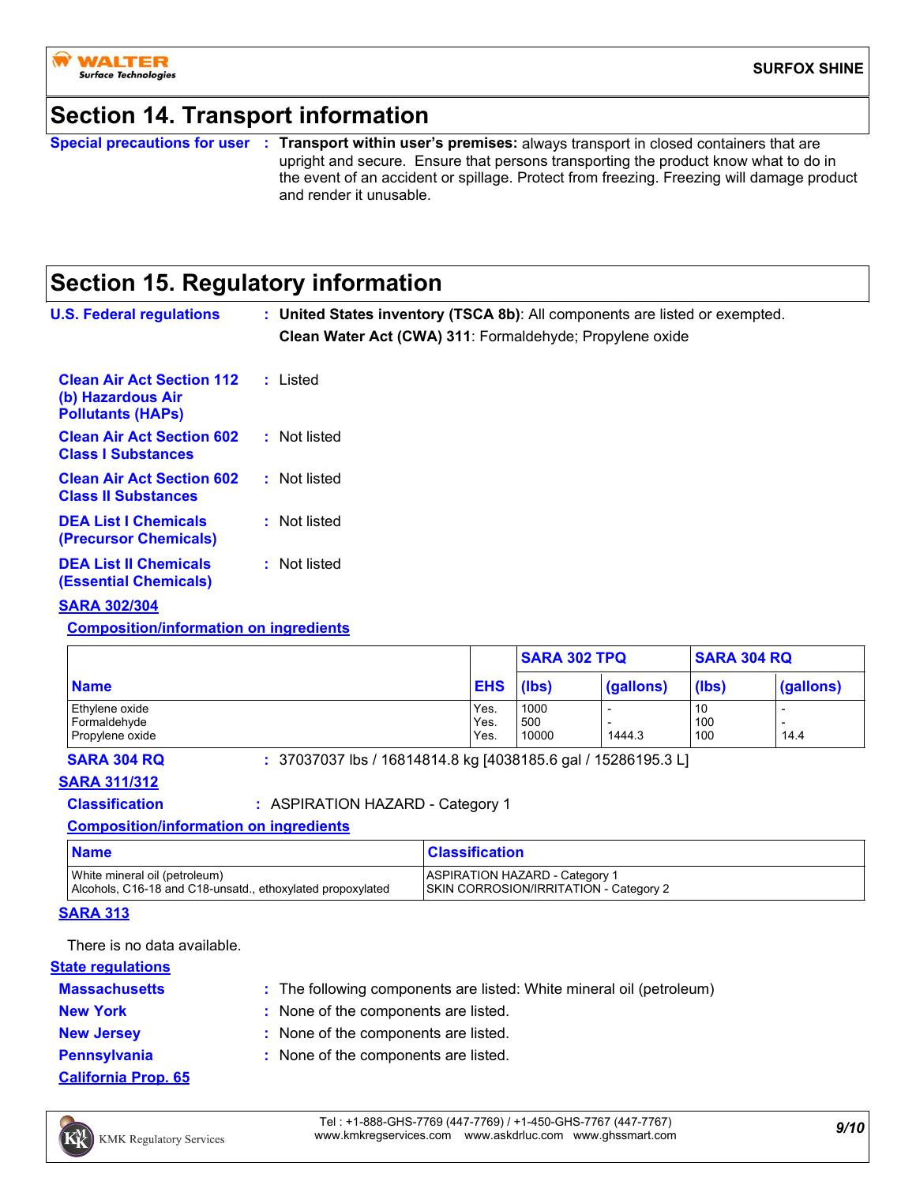## Section 14. Transport information

**Special precautions for user** : **Transport within user's premises:** always transport in closed containers that are upright and secure. Ensure that persons transporting the product know what to do in the event of an accident or spillage. Protect from freezing. Freezing will damage product and render it unusable.

## Section 15. Regulatory information

**U.S. Federal regulations** : **United States inventory (TSCA 8b)**: All components are listed or exempted.
**Clean Water Act (CWA) 311**: Formaldehyde; Propylene oxide

**Clean Air Act Section 112 (b) Hazardous Air Pollutants (HAPs)** : Listed

**Clean Air Act Section 602 Class I Substances** : Not listed

**Clean Air Act Section 602 Class II Substances** : Not listed

**DEA List I Chemicals (Precursor Chemicals)** : Not listed

**DEA List II Chemicals (Essential Chemicals)** : Not listed

**SARA 302/304**

**Composition/information on ingredients**

| | | SARA 302 TPQ | | SARA 304 RQ | |
|---|---|---|---|---|---|
| **Name** | **EHS** | **(lbs)** | **(gallons)** | **(lbs)** | **(gallons)** |
| Ethylene oxide | Yes. | 1000 | - | 10 | - |
| Formaldehyde | Yes. | 500 | - | 100 | - |
| Propylene oxide | Yes. | 10000 | 1444.3 | 100 | 14.4 |

**SARA 304 RQ** : 37037037 lbs / 16814814.8 kg [4038185.6 gal / 15286195.3 L]

**SARA 311/312**

**Classification** : ASPIRATION HAZARD - Category 1

**Composition/information on ingredients**

| Name | Classification |
|---|---|
| White mineral oil (petroleum) | ASPIRATION HAZARD - Category 1 |
| Alcohols, C16-18 and C18-unsatd., ethoxylated propoxylated | SKIN CORROSION/IRRITATION - Category 2 |

**SARA 313**

There is no data available.

**State regulations**

**Massachusetts** : The following components are listed: White mineral oil (petroleum)

**New York** : None of the components are listed.

**New Jersey** : None of the components are listed.

**Pennsylvania** : None of the components are listed.

**California Prop. 65**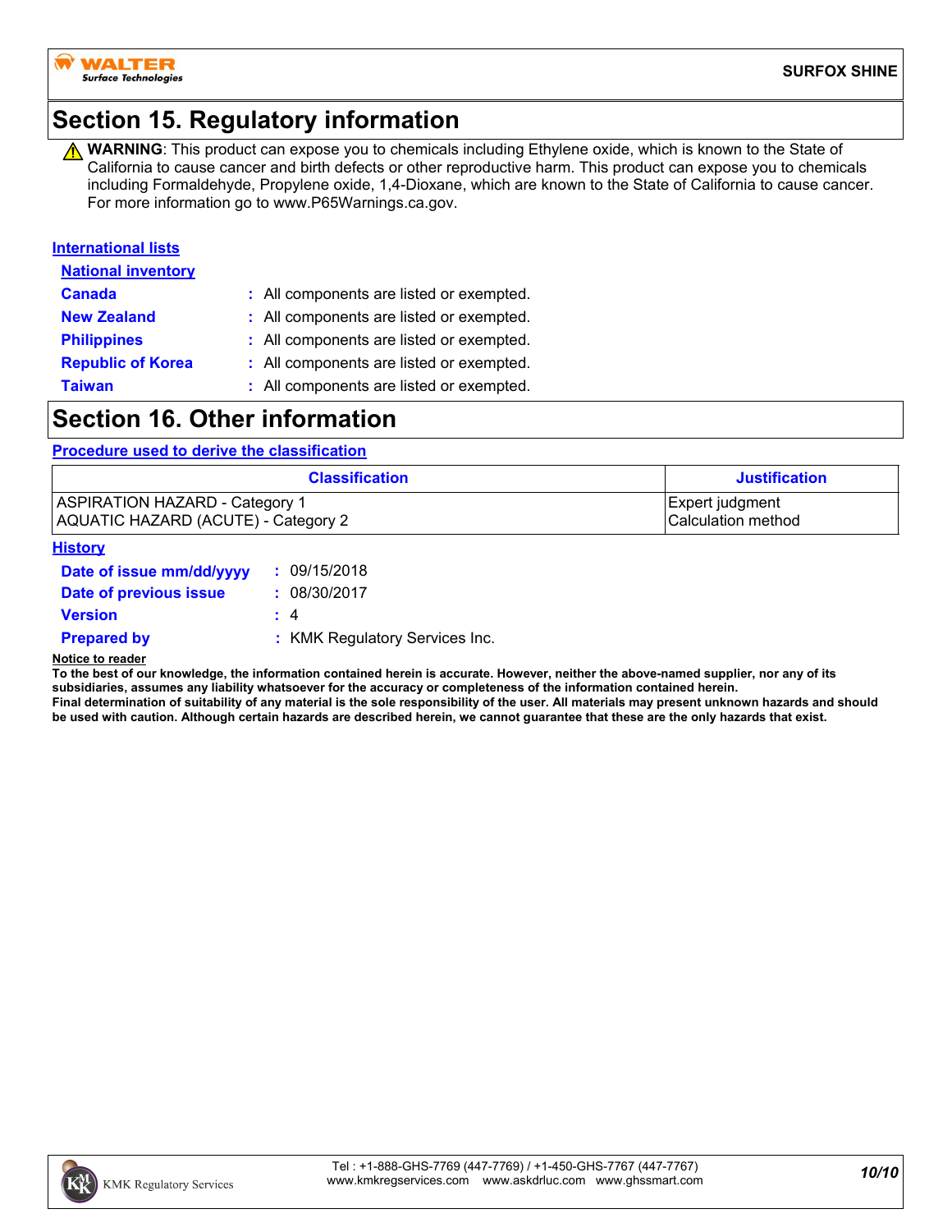# Section 15. Regulatory information

⚠ **WARNING**: This product can expose you to chemicals including Ethylene oxide, which is known to the State of California to cause cancer and birth defects or other reproductive harm. This product can expose you to chemicals including Formaldehyde, Propylene oxide, 1,4-Dioxane, which are known to the State of California to cause cancer. For more information go to www.P65Warnings.ca.gov.

**International lists**

**National inventory**

**Canada** : All components are listed or exempted.

**New Zealand** : All components are listed or exempted.

**Philippines** : All components are listed or exempted.

**Republic of Korea** : All components are listed or exempted.

**Taiwan** : All components are listed or exempted.

# Section 16. Other information

**Procedure used to derive the classification**

| Classification | Justification |
| --- | --- |
| ASPIRATION HAZARD - Category 1<br>AQUATIC HAZARD (ACUTE) - Category 2 | Expert judgment<br>Calculation method |

**History**

**Date of issue mm/dd/yyyy** : 09/15/2018

**Date of previous issue** : 08/30/2017

**Version** : 4

**Prepared by** : KMK Regulatory Services Inc.

**Notice to reader**

**To the best of our knowledge, the information contained herein is accurate. However, neither the above-named supplier, nor any of its subsidiaries, assumes any liability whatsoever for the accuracy or completeness of the information contained herein.**
**Final determination of suitability of any material is the sole responsibility of the user. All materials may present unknown hazards and should be used with caution. Although certain hazards are described herein, we cannot guarantee that these are the only hazards that exist.**